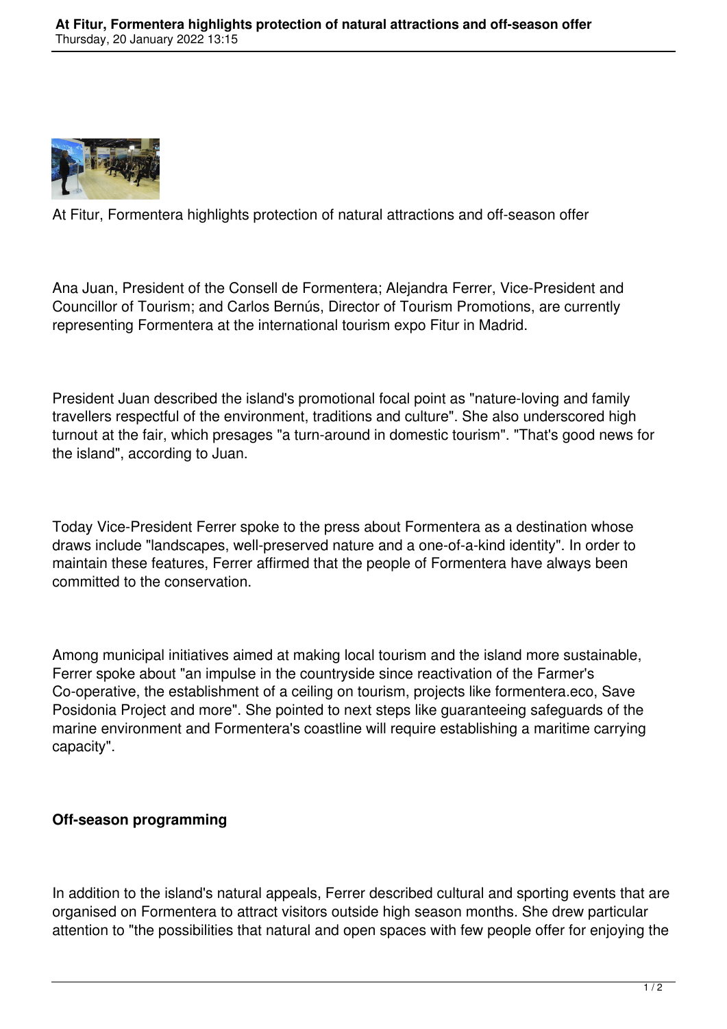At Fitur, Formentera highlights protection of natural attractions and off-season offer

Ana Juan, President of the Consell de Formentera; Alejandra Ferrer, Vice-President and Councillor of Tourism; and Carlos Bernús, Director of Tourism Promotions, are currently representing Formentera at the international tourism expo Fitur in Madrid.

President Juan described the island's promotional focal point as "nature-loving and family travellers respectful of the environment, traditions and culture". She also underscored high turnout at the fair, which presages "a turn-around in domestic tourism". "That's good news for the island", according to Juan.

Today Vice-President Ferrer spoke to the press about Formentera as a destination whose draws include "landscapes, well-preserved nature and a one-of-a-kind identity". In order to maintain these features, Ferrer affirmed that the people of Formentera have always been committed to the conservation.

Among municipal initiatives aimed at making local tourism and the island more sustainable, Ferrer spoke about "an impulse in the countryside since reactivation of the Farmer's Co-operative, the establishment of a ceiling on tourism, projects like formentera.eco, Save Posidonia Project and more". She pointed to next steps like guaranteeing safeguards of the marine environment and Formentera's coastline will require establishing a maritime carrying capacity".

**Off-season programming**

In addition to the island's natural appeals, Ferrer described cultural and sporting events that are organised on Formentera to attract visitors outside high season months. She drew particular attention to "the possibilities that natural and open spaces with few people offer for enjoying the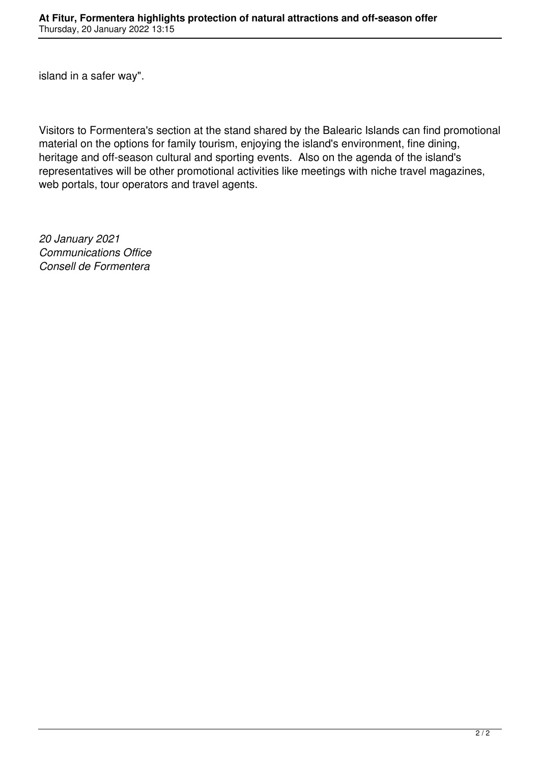island in a safer way".

Visitors to Formentera's section at the stand shared by the Balearic Islands can find promotional material on the options for family tourism, enjoying the island's environment, fine dining, heritage and off-season cultural and sporting events. Also on the agenda of the island's representatives will be other promotional activities like meetings with niche travel magazines, web portals, tour operators and travel agents.

*20 January 2021*
*Communications Office*
*Consell de Formentera*